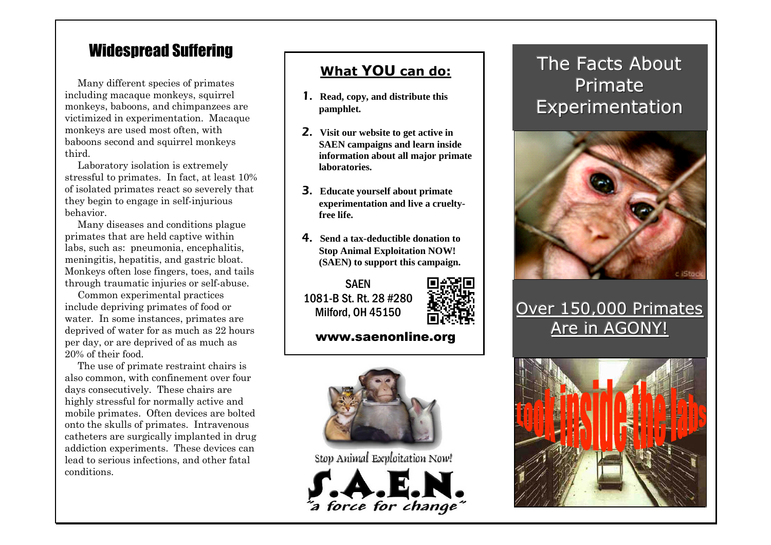## Widespread Suffering

Many different species of primates including macaque monkeys, squirrel monkeys, baboons, and chimpanzees are victimized in experimentation. Macaque monkeys are used most often, with baboons second and squirrel monkeys third.

Laboratory isolation is extremely stressful to primates. In fact, at least 10% of isolated primates react so severely that they begin to engage in self-injurious behavior.

Many diseases and conditions plague primates that are held captive within labs, such as: pneumonia, encephalitis, meningitis, hepatitis, and gastric bloat. Monkeys often lose fingers, toes, and tails through traumatic injuries or self-abuse.

Common experimental practices include depriving primates of food or water. In some instances, primates are deprived of water for as much as 22 hours per day, or are deprived of as much as 20% of their food.

The use of primate restraint chairs is also common, with confinement over four days consecutively. These chairs are highly stressful for normally active and mobile primates. Often devices are bolted onto the skulls of primates. Intravenous catheters are surgically implanted in drug addiction experiments. These devices can lead to serious infections, and other fatal conditions.

## What YOU can do:

1. **Read, copy, and distribute this pamphlet.**
2. **Visit our website to get active in SAEN campaigns and learn inside information about all major primate laboratories.**
3. **Educate yourself about primate experimentation and live a cruelty-free life.**
4. **Send a tax-deductible donation to Stop Animal Exploitation NOW! (SAEN) to support this campaign.**

SAEN
1081-B St. Rt. 28 #280
Milford, OH 45150

**www.saenonline.org**

Stop Animal Exploitation Now!

S.A.E.N.

*"a force for change"*

# The Facts About Primate Experimentation

## Over 150,000 Primates Are in AGONY!

look inside the labs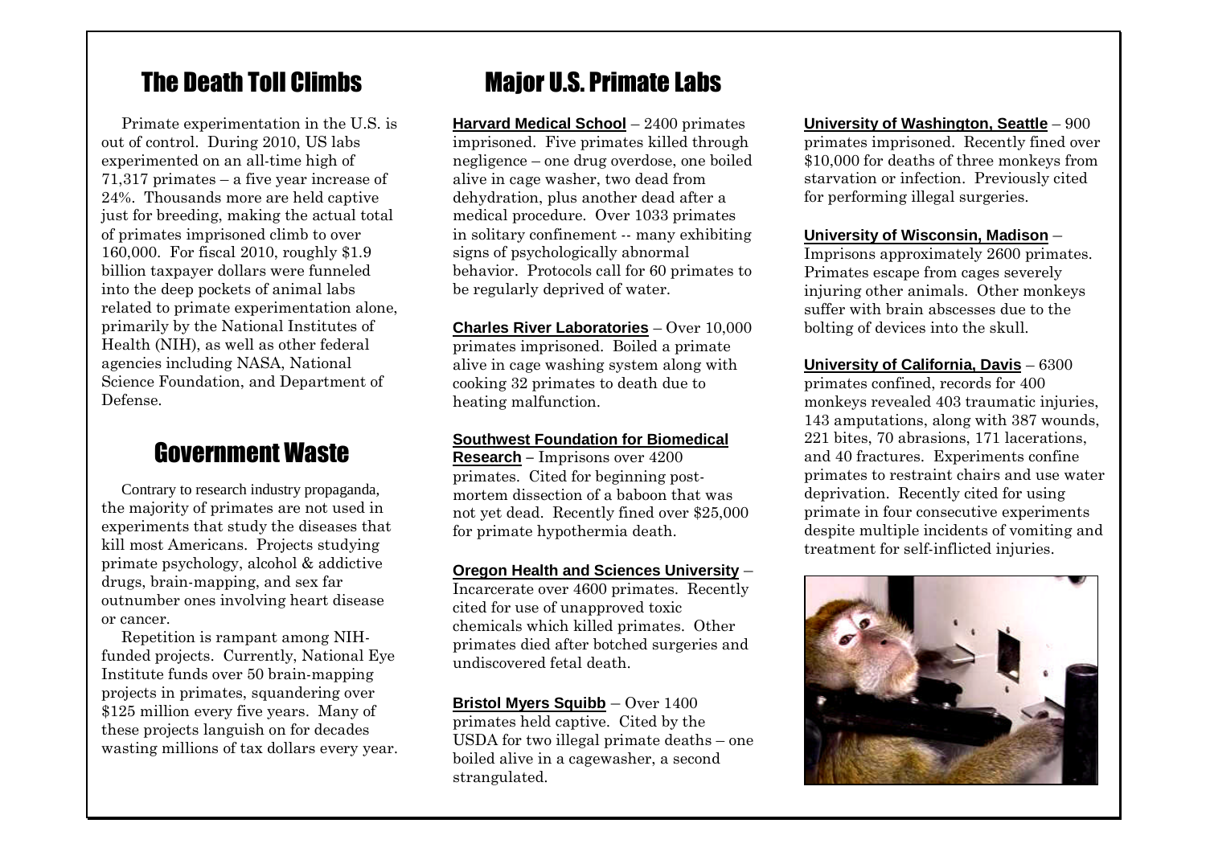## The Death Toll Climbs

Primate experimentation in the U.S. is out of control. During 2010, US labs experimented on an all-time high of 71,317 primates – a five year increase of 24%. Thousands more are held captive just for breeding, making the actual total of primates imprisoned climb to over 160,000. For fiscal 2010, roughly $1.9 billion taxpayer dollars were funneled into the deep pockets of animal labs related to primate experimentation alone, primarily by the National Institutes of Health (NIH), as well as other federal agencies including NASA, National Science Foundation, and Department of Defense.

## Government Waste

Contrary to research industry propaganda, the majority of primates are not used in experiments that study the diseases that kill most Americans. Projects studying primate psychology, alcohol & addictive drugs, brain-mapping, and sex far outnumber ones involving heart disease or cancer.

Repetition is rampant among NIH-funded projects. Currently, National Eye Institute funds over 50 brain-mapping projects in primates, squandering over $125 million every five years. Many of these projects languish on for decades wasting millions of tax dollars every year.

## Major U.S. Primate Labs

**Harvard Medical School** – 2400 primates imprisoned. Five primates killed through negligence – one drug overdose, one boiled alive in cage washer, two dead from dehydration, plus another dead after a medical procedure. Over 1033 primates in solitary confinement -- many exhibiting signs of psychologically abnormal behavior. Protocols call for 60 primates to be regularly deprived of water.

**Charles River Laboratories** – Over 10,000 primates imprisoned. Boiled a primate alive in cage washing system along with cooking 32 primates to death due to heating malfunction.

**Southwest Foundation for Biomedical Research** – Imprisons over 4200 primates. Cited for beginning post-mortem dissection of a baboon that was not yet dead. Recently fined over $25,000 for primate hypothermia death.

**Oregon Health and Sciences University** – Incarcerate over 4600 primates. Recently cited for use of unapproved toxic chemicals which killed primates. Other primates died after botched surgeries and undiscovered fetal death.

**Bristol Myers Squibb** – Over 1400 primates held captive. Cited by the USDA for two illegal primate deaths – one boiled alive in a cagewasher, a second strangulated.

**University of Washington, Seattle** – 900 primates imprisoned. Recently fined over $10,000 for deaths of three monkeys from starvation or infection. Previously cited for performing illegal surgeries.

**University of Wisconsin, Madison** – Imprisons approximately 2600 primates. Primates escape from cages severely injuring other animals. Other monkeys suffer with brain abscesses due to the bolting of devices into the skull.

**University of California, Davis** – 6300 primates confined, records for 400 monkeys revealed 403 traumatic injuries, 143 amputations, along with 387 wounds, 221 bites, 70 abrasions, 171 lacerations, and 40 fractures. Experiments confine primates to restraint chairs and use water deprivation. Recently cited for using primate in four consecutive experiments despite multiple incidents of vomiting and treatment for self-inflicted injuries.